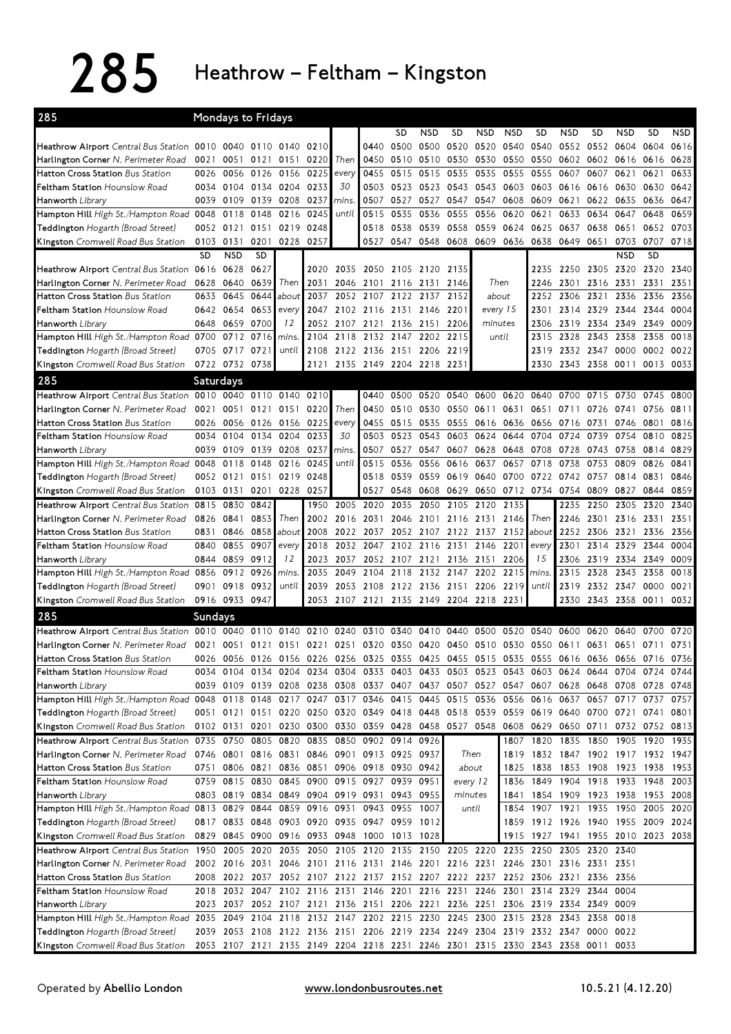# 285 Heathrow – Feltham – Kingston

## 285 Mondays to Fridays

| Stop | | | | | | | | SD | NSD | SD | NSD | NSD | SD | NSD | SD | NSD | SD | NSD |
|---|---|---|---|---|---|---|---|---|---|---|---|---|---|---|---|---|---|---|
| **Heathrow Airport** *Central Bus Station* | 0010 | 0040 | 0110 | 0140 | 0210 | | 0440 | 0500 | 0500 | 0520 | 0520 | 0540 | 0540 | 0552 | 0552 | 0604 | 0604 | 0616 |
| **Harlington Corner** *N. Perimeter Road* | 0021 | 0051 | 0121 | 0151 | 0220 | Then | 0450 | 0510 | 0510 | 0530 | 0530 | 0550 | 0550 | 0602 | 0602 | 0616 | 0616 | 0628 |
| **Hatton Cross Station** *Bus Station* | 0026 | 0056 | 0126 | 0156 | 0225 | every | 0455 | 0515 | 0515 | 0535 | 0535 | 0555 | 0555 | 0607 | 0607 | 0621 | 0621 | 0633 |
| **Feltham Station** *Hounslow Road* | 0034 | 0104 | 0134 | 0204 | 0233 | 30 | 0503 | 0523 | 0523 | 0543 | 0543 | 0603 | 0603 | 0616 | 0616 | 0630 | 0630 | 0642 |
| **Hanworth** *Library* | 0039 | 0109 | 0139 | 0208 | 0237 | mins. | 0507 | 0527 | 0527 | 0547 | 0547 | 0608 | 0609 | 0621 | 0622 | 0635 | 0636 | 0647 |
| **Hampton Hill** *High St./Hampton Road* | 0048 | 0118 | 0148 | 0216 | 0245 | until | 0515 | 0535 | 0536 | 0555 | 0556 | 0620 | 0621 | 0633 | 0634 | 0647 | 0648 | 0659 |
| **Teddington** *Hogarth (Broad Street)* | 0052 | 0121 | 0151 | 0219 | 0248 | | 0518 | 0538 | 0539 | 0558 | 0559 | 0624 | 0625 | 0637 | 0638 | 0651 | 0652 | 0703 |
| **Kingston** *Cromwell Road Bus Station* | 0103 | 0131 | 0201 | 0228 | 0257 | | 0527 | 0547 | 0548 | 0608 | 0609 | 0636 | 0638 | 0649 | 0651 | 0703 | 0707 | 0718 |

| Stop | SD | NSD | SD | | | | | | | | | | | | | NSD | SD | |
|---|---|---|---|---|---|---|---|---|---|---|---|---|---|---|---|---|---|---|
| **Heathrow Airport** *Central Bus Station* | 0616 | 0628 | 0627 | | 2020 | 2035 | 2050 | 2105 | 2120 | 2135 | | 2235 | 2250 | 2305 | 2320 | 2320 | 2340 |
| **Harlington Corner** *N. Perimeter Road* | 0628 | 0640 | 0639 | Then | 2031 | 2046 | 2101 | 2116 | 2131 | 2146 | Then | 2246 | 2301 | 2316 | 2331 | 2331 | 2351 |
| **Hatton Cross Station** *Bus Station* | 0633 | 0645 | 0644 | about | 2037 | 2052 | 2107 | 2122 | 2137 | 2152 | about | 2252 | 2306 | 2321 | 2336 | 2336 | 2356 |
| **Feltham Station** *Hounslow Road* | 0642 | 0654 | 0653 | every | 2047 | 2102 | 2116 | 2131 | 2146 | 2201 | every 15 | 2301 | 2314 | 2329 | 2344 | 2344 | 0004 |
| **Hanworth** *Library* | 0648 | 0659 | 0700 | 12 | 2052 | 2107 | 2121 | 2136 | 2151 | 2206 | minutes | 2306 | 2319 | 2334 | 2349 | 2349 | 0009 |
| **Hampton Hill** *High St./Hampton Road* | 0700 | 0712 | 0716 | mins. | 2104 | 2118 | 2132 | 2147 | 2202 | 2215 | until | 2315 | 2328 | 2343 | 2358 | 2358 | 0018 |
| **Teddington** *Hogarth (Broad Street)* | 0705 | 0717 | 0721 | until | 2108 | 2122 | 2136 | 2151 | 2206 | 2219 | | 2319 | 2332 | 2347 | 0000 | 0002 | 0022 |
| **Kingston** *Cromwell Road Bus Station* | 0722 | 0732 | 0738 | | 2121 | 2135 | 2149 | 2204 | 2218 | 2231 | | 2330 | 2343 | 2358 | 0011 | 0013 | 0033 |

## 285 Saturdays

| Stop | | | | | | | | | | | | | | | | | | |
|---|---|---|---|---|---|---|---|---|---|---|---|---|---|---|---|---|---|---|
| **Heathrow Airport** *Central Bus Station* | 0010 | 0040 | 0110 | 0140 | 0210 | | 0440 | 0500 | 0520 | 0540 | 0600 | 0620 | 0640 | 0700 | 0715 | 0730 | 0745 | 0800 |
| **Harlington Corner** *N. Perimeter Road* | 0021 | 0051 | 0121 | 0151 | 0220 | Then | 0450 | 0510 | 0530 | 0550 | 0611 | 0631 | 0651 | 0711 | 0726 | 0741 | 0756 | 0811 |
| **Hatton Cross Station** *Bus Station* | 0026 | 0056 | 0126 | 0156 | 0225 | every | 0455 | 0515 | 0535 | 0555 | 0616 | 0636 | 0656 | 0716 | 0731 | 0746 | 0801 | 0816 |
| **Feltham Station** *Hounslow Road* | 0034 | 0104 | 0134 | 0204 | 0233 | 30 | 0503 | 0523 | 0543 | 0603 | 0624 | 0644 | 0704 | 0724 | 0739 | 0754 | 0810 | 0825 |
| **Hanworth** *Library* | 0039 | 0109 | 0139 | 0208 | 0237 | mins. | 0507 | 0527 | 0547 | 0607 | 0628 | 0648 | 0708 | 0728 | 0743 | 0758 | 0814 | 0829 |
| **Hampton Hill** *High St./Hampton Road* | 0048 | 0118 | 0148 | 0216 | 0245 | until | 0515 | 0536 | 0556 | 0616 | 0637 | 0657 | 0718 | 0738 | 0753 | 0809 | 0826 | 0841 |
| **Teddington** *Hogarth (Broad Street)* | 0052 | 0121 | 0151 | 0219 | 0248 | | 0518 | 0539 | 0559 | 0619 | 0640 | 0700 | 0722 | 0742 | 0757 | 0814 | 0831 | 0846 |
| **Kingston** *Cromwell Road Bus Station* | 0103 | 0131 | 0201 | 0228 | 0257 | | 0527 | 0548 | 0608 | 0629 | 0650 | 0712 | 0734 | 0754 | 0809 | 0827 | 0844 | 0859 |

| Stop | | | | | | | | | | | | | | | | | | |
|---|---|---|---|---|---|---|---|---|---|---|---|---|---|---|---|---|---|---|
| **Heathrow Airport** *Central Bus Station* | 0815 | 0830 | 0842 | | 1950 | 2005 | 2020 | 2035 | 2050 | 2105 | 2120 | 2135 | | 2235 | 2250 | 2305 | 2320 | 2340 |
| **Harlington Corner** *N. Perimeter Road* | 0826 | 0841 | 0853 | Then | 2002 | 2016 | 2031 | 2046 | 2101 | 2116 | 2131 | 2146 | Then | 2246 | 2301 | 2316 | 2331 | 2351 |
| **Hatton Cross Station** *Bus Station* | 0831 | 0846 | 0858 | about | 2008 | 2022 | 2037 | 2052 | 2107 | 2122 | 2137 | 2152 | about | 2252 | 2306 | 2321 | 2336 | 2356 |
| **Feltham Station** *Hounslow Road* | 0840 | 0855 | 0907 | every | 2018 | 2032 | 2047 | 2102 | 2116 | 2131 | 2146 | 2201 | every | 2301 | 2314 | 2329 | 2344 | 0004 |
| **Hanworth** *Library* | 0844 | 0859 | 0912 | 12 | 2023 | 2037 | 2052 | 2107 | 2121 | 2136 | 2151 | 2206 | 15 | 2306 | 2319 | 2334 | 2349 | 0009 |
| **Hampton Hill** *High St./Hampton Road* | 0856 | 0912 | 0926 | mins. | 2035 | 2049 | 2104 | 2118 | 2132 | 2147 | 2202 | 2215 | mins. | 2315 | 2328 | 2343 | 2358 | 0018 |
| **Teddington** *Hogarth (Broad Street)* | 0901 | 0918 | 0932 | until | 2039 | 2053 | 2108 | 2122 | 2136 | 2151 | 2206 | 2219 | until | 2319 | 2332 | 2347 | 0000 | 0021 |
| **Kingston** *Cromwell Road Bus Station* | 0916 | 0933 | 0947 | | 2053 | 2107 | 2121 | 2135 | 2149 | 2204 | 2218 | 2231 | | 2330 | 2343 | 2358 | 0011 | 0032 |

## 285 Sundays

| Stop | | | | | | | | | | | | | | | | | | |
|---|---|---|---|---|---|---|---|---|---|---|---|---|---|---|---|---|---|---|
| **Heathrow Airport** *Central Bus Station* | 0010 | 0040 | 0110 | 0140 | 0210 | 0240 | 0310 | 0340 | 0410 | 0440 | 0500 | 0520 | 0540 | 0600 | 0620 | 0640 | 0700 | 0720 |
| **Harlington Corner** *N. Perimeter Road* | 0021 | 0051 | 0121 | 0151 | 0221 | 0251 | 0320 | 0350 | 0420 | 0450 | 0510 | 0530 | 0550 | 0611 | 0631 | 0651 | 0711 | 0731 |
| **Hatton Cross Station** *Bus Station* | 0026 | 0056 | 0126 | 0156 | 0226 | 0256 | 0325 | 0355 | 0425 | 0455 | 0515 | 0535 | 0555 | 0616 | 0636 | 0656 | 0716 | 0736 |
| **Feltham Station** *Hounslow Road* | 0034 | 0104 | 0134 | 0204 | 0234 | 0304 | 0333 | 0403 | 0433 | 0503 | 0523 | 0543 | 0603 | 0624 | 0644 | 0704 | 0724 | 0744 |
| **Hanworth** *Library* | 0039 | 0109 | 0139 | 0208 | 0238 | 0308 | 0337 | 0407 | 0437 | 0507 | 0527 | 0547 | 0607 | 0628 | 0648 | 0708 | 0728 | 0748 |
| **Hampton Hill** *High St./Hampton Road* | 0048 | 0118 | 0148 | 0217 | 0247 | 0317 | 0346 | 0415 | 0445 | 0515 | 0536 | 0556 | 0616 | 0637 | 0657 | 0717 | 0737 | 0757 |
| **Teddington** *Hogarth (Broad Street)* | 0051 | 0121 | 0151 | 0220 | 0250 | 0320 | 0349 | 0418 | 0448 | 0518 | 0539 | 0559 | 0619 | 0640 | 0700 | 0721 | 0741 | 0801 |
| **Kingston** *Cromwell Road Bus Station* | 0102 | 0131 | 0201 | 0230 | 0300 | 0330 | 0359 | 0428 | 0458 | 0527 | 0548 | 0608 | 0629 | 0650 | 0711 | 0732 | 0752 | 0813 |

| Stop | | | | | | | | | | | | | | | | | |
|---|---|---|---|---|---|---|---|---|---|---|---|---|---|---|---|---|---|
| **Heathrow Airport** *Central Bus Station* | 0735 | 0750 | 0805 | 0820 | 0835 | 0850 | 0902 | 0914 | 0926 | | 1807 | 1820 | 1835 | 1850 | 1905 | 1920 | 1935 |
| **Harlington Corner** *N. Perimeter Road* | 0746 | 0801 | 0816 | 0831 | 0846 | 0901 | 0913 | 0925 | 0937 | Then | 1819 | 1832 | 1847 | 1902 | 1917 | 1932 | 1947 |
| **Hatton Cross Station** *Bus Station* | 0751 | 0806 | 0821 | 0836 | 0851 | 0906 | 0918 | 0930 | 0942 | about | 1825 | 1838 | 1853 | 1908 | 1923 | 1938 | 1953 |
| **Feltham Station** *Hounslow Road* | 0759 | 0815 | 0830 | 0845 | 0900 | 0915 | 0927 | 0939 | 0951 | every 12 | 1836 | 1849 | 1904 | 1918 | 1933 | 1948 | 2003 |
| **Hanworth** *Library* | 0803 | 0819 | 0834 | 0849 | 0904 | 0919 | 0931 | 0943 | 0955 | minutes | 1841 | 1854 | 1909 | 1923 | 1938 | 1953 | 2008 |
| **Hampton Hill** *High St./Hampton Road* | 0813 | 0829 | 0844 | 0859 | 0916 | 0931 | 0943 | 0955 | 1007 | until | 1854 | 1907 | 1921 | 1935 | 1950 | 2005 | 2020 |
| **Teddington** *Hogarth (Broad Street)* | 0817 | 0833 | 0848 | 0903 | 0920 | 0935 | 0947 | 0959 | 1012 | | 1859 | 1912 | 1926 | 1940 | 1955 | 2009 | 2024 |
| **Kingston** *Cromwell Road Bus Station* | 0829 | 0845 | 0900 | 0916 | 0933 | 0948 | 1000 | 1013 | 1028 | | 1915 | 1927 | 1941 | 1955 | 2010 | 2023 | 2038 |

| Stop | | | | | | | | | | | | | | | | |
|---|---|---|---|---|---|---|---|---|---|---|---|---|---|---|---|---|
| **Heathrow Airport** *Central Bus Station* | 1950 | 2005 | 2020 | 2035 | 2050 | 2105 | 2120 | 2135 | 2150 | 2205 | 2220 | 2235 | 2250 | 2305 | 2320 | 2340 |
| **Harlington Corner** *N. Perimeter Road* | 2002 | 2016 | 2031 | 2046 | 2101 | 2116 | 2131 | 2146 | 2201 | 2216 | 2231 | 2246 | 2301 | 2316 | 2331 | 2351 |
| **Hatton Cross Station** *Bus Station* | 2008 | 2022 | 2037 | 2052 | 2107 | 2122 | 2137 | 2152 | 2207 | 2222 | 2237 | 2252 | 2306 | 2321 | 2336 | 2356 |
| **Feltham Station** *Hounslow Road* | 2018 | 2032 | 2047 | 2102 | 2116 | 2131 | 2146 | 2201 | 2216 | 2231 | 2246 | 2301 | 2314 | 2329 | 2344 | 0004 |
| **Hanworth** *Library* | 2023 | 2037 | 2052 | 2107 | 2121 | 2136 | 2151 | 2206 | 2221 | 2236 | 2251 | 2306 | 2319 | 2334 | 2349 | 0009 |
| **Hampton Hill** *High St./Hampton Road* | 2035 | 2049 | 2104 | 2118 | 2132 | 2147 | 2202 | 2215 | 2230 | 2245 | 2300 | 2315 | 2328 | 2343 | 2358 | 0018 |
| **Teddington** *Hogarth (Broad Street)* | 2039 | 2053 | 2108 | 2122 | 2136 | 2151 | 2206 | 2219 | 2234 | 2249 | 2304 | 2319 | 2332 | 2347 | 0000 | 0022 |
| **Kingston** *Cromwell Road Bus Station* | 2053 | 2107 | 2121 | 2135 | 2149 | 2204 | 2218 | 2231 | 2246 | 2301 | 2315 | 2330 | 2343 | 2358 | 0011 | 0033 |

Operated by **Abellio London** www.londonbusroutes.net 10.5.21 (4.12.20)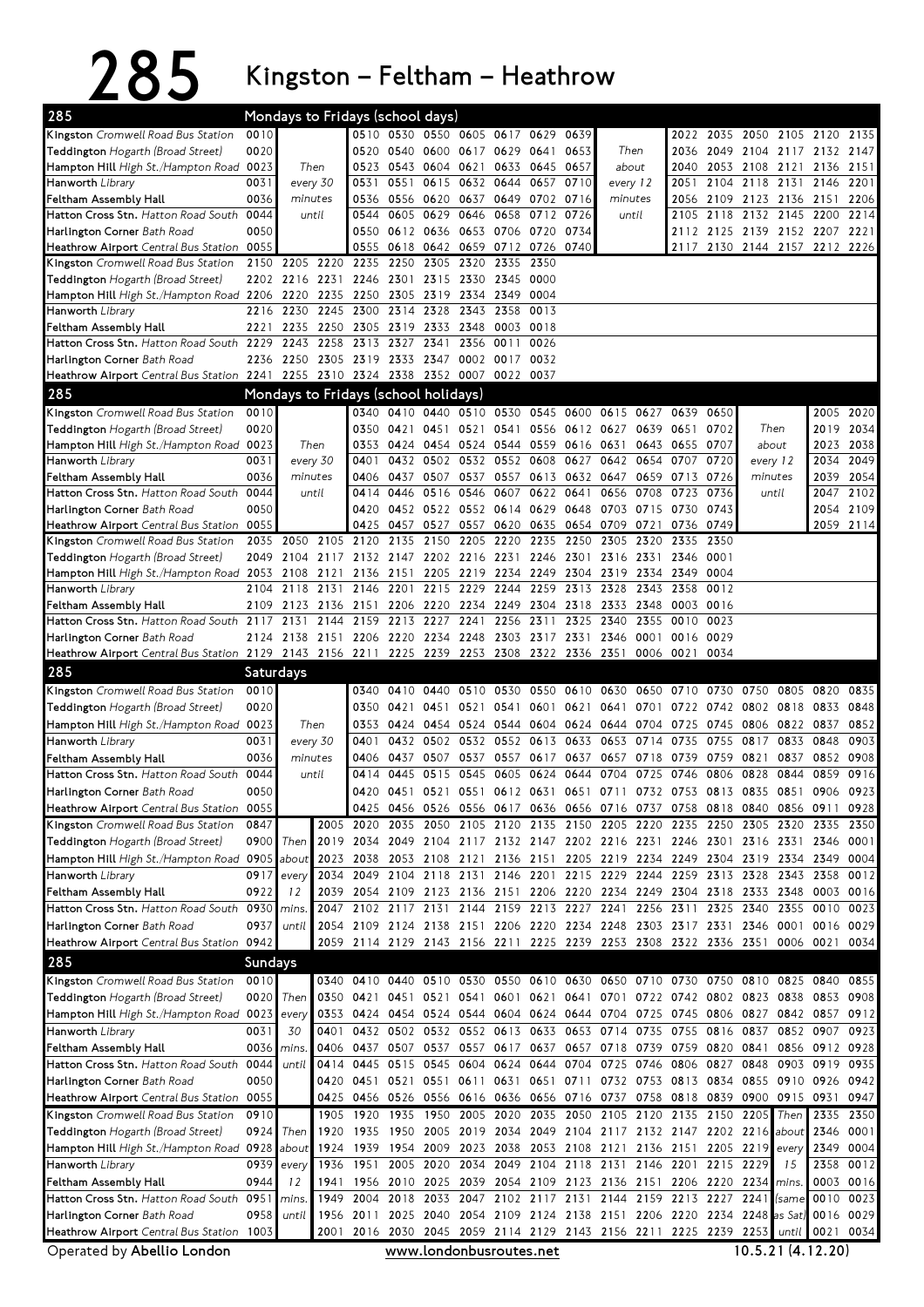# 285 Kingston – Feltham – Heathrow

## 285 Mondays to Fridays (school days)

| | | | | | | | | | | | | | | | | | |
|---|---|---|---|---|---|---|---|---|---|---|---|---|---|---|---|---|---|
| **Kingston** *Cromwell Road Bus Station* | 0010 | | 0510 | 0530 | 0550 | 0605 | 0617 | 0629 | 0639 | | | 2022 | 2035 | 2050 | 2105 | 2120 | 2135 |
| **Teddington** *Hogarth (Broad Street)* | 0020 | | 0520 | 0540 | 0600 | 0617 | 0629 | 0641 | 0653 | Then | | 2036 | 2049 | 2104 | 2117 | 2132 | 2147 |
| **Hampton Hill** *High St./Hampton Road* | 0023 | Then | 0523 | 0543 | 0604 | 0621 | 0633 | 0645 | 0657 | about | | 2040 | 2053 | 2108 | 2121 | 2136 | 2151 |
| **Hanworth** *Library* | 0031 | every 30 | 0531 | 0551 | 0615 | 0632 | 0644 | 0657 | 0710 | every 12 | | 2051 | 2104 | 2118 | 2131 | 2146 | 2201 |
| **Feltham Assembly Hall** | 0036 | minutes | 0536 | 0556 | 0620 | 0637 | 0649 | 0702 | 0716 | minutes | | 2056 | 2109 | 2123 | 2136 | 2151 | 2206 |
| **Hatton Cross Stn.** *Hatton Road South* | 0044 | until | 0544 | 0605 | 0629 | 0646 | 0658 | 0712 | 0726 | until | | 2105 | 2118 | 2132 | 2145 | 2200 | 2214 |
| **Harlington Corner** *Bath Road* | 0050 | | 0550 | 0612 | 0636 | 0653 | 0706 | 0720 | 0734 | | | 2112 | 2125 | 2139 | 2152 | 2207 | 2221 |
| **Heathrow Airport** *Central Bus Station* | 0055 | | 0555 | 0618 | 0642 | 0659 | 0712 | 0726 | 0740 | | | 2117 | 2130 | 2144 | 2157 | 2212 | 2226 |

| | | | | | | | | | |
|---|---|---|---|---|---|---|---|---|---|
| **Kingston** *Cromwell Road Bus Station* | 2150 | 2205 | 2220 | 2235 | 2250 | 2305 | 2320 | 2335 | 2350 |
| **Teddington** *Hogarth (Broad Street)* | 2202 | 2216 | 2231 | 2246 | 2301 | 2315 | 2330 | 2345 | 0000 |
| **Hampton Hill** *High St./Hampton Road* | 2206 | 2220 | 2235 | 2250 | 2305 | 2319 | 2334 | 2349 | 0004 |
| **Hanworth** *Library* | 2216 | 2230 | 2245 | 2300 | 2314 | 2328 | 2343 | 2358 | 0013 |
| **Feltham Assembly Hall** | 2221 | 2235 | 2250 | 2305 | 2319 | 2333 | 2348 | 0003 | 0018 |
| **Hatton Cross Stn.** *Hatton Road South* | 2229 | 2243 | 2258 | 2313 | 2327 | 2341 | 2356 | 0011 | 0026 |
| **Harlington Corner** *Bath Road* | 2236 | 2250 | 2305 | 2319 | 2333 | 2347 | 0002 | 0017 | 0032 |
| **Heathrow Airport** *Central Bus Station* | 2241 | 2255 | 2310 | 2324 | 2338 | 2352 | 0007 | 0022 | 0037 |

## 285 Mondays to Fridays (school holidays)

| | | | | | | | | | | | | | | | | | |
|---|---|---|---|---|---|---|---|---|---|---|---|---|---|---|---|---|---|
| **Kingston** *Cromwell Road Bus Station* | 0010 | | 0340 | 0410 | 0440 | 0510 | 0530 | 0545 | 0600 | 0615 | 0627 | 0639 | 0650 | | 2005 | 2020 |
| **Teddington** *Hogarth (Broad Street)* | 0020 | | 0350 | 0421 | 0451 | 0521 | 0541 | 0556 | 0612 | 0627 | 0639 | 0651 | 0702 | Then | 2019 | 2034 |
| **Hampton Hill** *High St./Hampton Road* | 0023 | Then | 0353 | 0424 | 0454 | 0524 | 0544 | 0559 | 0616 | 0631 | 0643 | 0655 | 0707 | about | 2023 | 2038 |
| **Hanworth** *Library* | 0031 | every 30 | 0401 | 0432 | 0502 | 0532 | 0552 | 0608 | 0627 | 0642 | 0654 | 0707 | 0720 | every 12 | 2034 | 2049 |
| **Feltham Assembly Hall** | 0036 | minutes | 0406 | 0437 | 0507 | 0537 | 0557 | 0613 | 0632 | 0647 | 0659 | 0713 | 0726 | minutes | 2039 | 2054 |
| **Hatton Cross Stn.** *Hatton Road South* | 0044 | until | 0414 | 0446 | 0516 | 0546 | 0607 | 0622 | 0641 | 0656 | 0708 | 0723 | 0736 | until | 2047 | 2102 |
| **Harlington Corner** *Bath Road* | 0050 | | 0420 | 0452 | 0522 | 0552 | 0614 | 0629 | 0648 | 0703 | 0715 | 0730 | 0743 | | 2054 | 2109 |
| **Heathrow Airport** *Central Bus Station* | 0055 | | 0425 | 0457 | 0527 | 0557 | 0620 | 0635 | 0654 | 0709 | 0721 | 0736 | 0749 | | 2059 | 2114 |

| | | | | | | | | | | | | | | | |
|---|---|---|---|---|---|---|---|---|---|---|---|---|---|---|---|
| **Kingston** *Cromwell Road Bus Station* | 2035 | 2050 | 2105 | 2120 | 2135 | 2150 | 2205 | 2220 | 2235 | 2250 | 2305 | 2320 | 2335 | 2350 |
| **Teddington** *Hogarth (Broad Street)* | 2049 | 2104 | 2117 | 2132 | 2147 | 2202 | 2216 | 2231 | 2246 | 2301 | 2316 | 2331 | 2346 | 0001 |
| **Hampton Hill** *High St./Hampton Road* | 2053 | 2108 | 2121 | 2136 | 2151 | 2205 | 2219 | 2234 | 2249 | 2304 | 2319 | 2334 | 2349 | 0004 |
| **Hanworth** *Library* | 2104 | 2118 | 2131 | 2146 | 2201 | 2215 | 2229 | 2244 | 2259 | 2313 | 2328 | 2343 | 2358 | 0012 |
| **Feltham Assembly Hall** | 2109 | 2123 | 2136 | 2151 | 2206 | 2220 | 2234 | 2249 | 2304 | 2318 | 2333 | 2348 | 0003 | 0016 |
| **Hatton Cross Stn.** *Hatton Road South* | 2117 | 2131 | 2144 | 2159 | 2213 | 2227 | 2241 | 2256 | 2311 | 2325 | 2340 | 2355 | 0010 | 0023 |
| **Harlington Corner** *Bath Road* | 2124 | 2138 | 2151 | 2206 | 2220 | 2234 | 2248 | 2303 | 2317 | 2331 | 2346 | 0001 | 0016 | 0029 |
| **Heathrow Airport** *Central Bus Station* | 2129 | 2143 | 2156 | 2211 | 2225 | 2239 | 2253 | 2308 | 2322 | 2336 | 2351 | 0006 | 0021 | 0034 |

## 285 Saturdays

| | | | | | | | | | | | | | | | | | | |
|---|---|---|---|---|---|---|---|---|---|---|---|---|---|---|---|---|---|---|
| **Kingston** *Cromwell Road Bus Station* | 0010 | | 0340 | 0410 | 0440 | 0510 | 0530 | 0550 | 0610 | 0630 | 0650 | 0710 | 0730 | 0750 | 0805 | 0820 | 0835 |
| **Teddington** *Hogarth (Broad Street)* | 0020 | | 0350 | 0421 | 0451 | 0521 | 0541 | 0601 | 0621 | 0641 | 0701 | 0722 | 0742 | 0802 | 0818 | 0833 | 0848 |
| **Hampton Hill** *High St./Hampton Road* | 0023 | Then | 0353 | 0424 | 0454 | 0524 | 0544 | 0604 | 0624 | 0644 | 0704 | 0725 | 0745 | 0806 | 0822 | 0837 | 0852 |
| **Hanworth** *Library* | 0031 | every 30 | 0401 | 0432 | 0502 | 0532 | 0552 | 0613 | 0633 | 0653 | 0714 | 0735 | 0755 | 0817 | 0833 | 0848 | 0903 |
| **Feltham Assembly Hall** | 0036 | minutes | 0406 | 0437 | 0507 | 0537 | 0557 | 0617 | 0637 | 0657 | 0718 | 0739 | 0759 | 0821 | 0837 | 0852 | 0908 |
| **Hatton Cross Stn.** *Hatton Road South* | 0044 | until | 0414 | 0445 | 0515 | 0545 | 0605 | 0624 | 0644 | 0704 | 0725 | 0746 | 0806 | 0828 | 0844 | 0859 | 0916 |
| **Harlington Corner** *Bath Road* | 0050 | | 0420 | 0451 | 0521 | 0551 | 0612 | 0631 | 0651 | 0711 | 0732 | 0753 | 0813 | 0835 | 0851 | 0906 | 0923 |
| **Heathrow Airport** *Central Bus Station* | 0055 | | 0425 | 0456 | 0526 | 0556 | 0617 | 0636 | 0656 | 0716 | 0737 | 0758 | 0818 | 0840 | 0856 | 0911 | 0928 |

| | | | | | | | | | | | | | | | | | | |
|---|---|---|---|---|---|---|---|---|---|---|---|---|---|---|---|---|---|---|
| **Kingston** *Cromwell Road Bus Station* | 0847 | | 2005 | 2020 | 2035 | 2050 | 2105 | 2120 | 2135 | 2150 | 2205 | 2220 | 2235 | 2250 | 2305 | 2320 | 2335 | 2350 |
| **Teddington** *Hogarth (Broad Street)* | 0900 | Then | 2019 | 2034 | 2049 | 2104 | 2117 | 2132 | 2147 | 2202 | 2216 | 2231 | 2246 | 2301 | 2316 | 2331 | 2346 | 0001 |
| **Hampton Hill** *High St./Hampton Road* | 0905 | about | 2023 | 2038 | 2053 | 2108 | 2121 | 2136 | 2151 | 2205 | 2219 | 2234 | 2249 | 2304 | 2319 | 2334 | 2349 | 0004 |
| **Hanworth** *Library* | 0917 | every | 2034 | 2049 | 2104 | 2118 | 2131 | 2146 | 2201 | 2215 | 2229 | 2244 | 2259 | 2313 | 2328 | 2343 | 2358 | 0012 |
| **Feltham Assembly Hall** | 0922 | 12 | 2039 | 2054 | 2109 | 2123 | 2136 | 2151 | 2206 | 2220 | 2234 | 2249 | 2304 | 2318 | 2333 | 2348 | 0003 | 0016 |
| **Hatton Cross Stn.** *Hatton Road South* | 0930 | mins. | 2047 | 2102 | 2117 | 2131 | 2144 | 2159 | 2213 | 2227 | 2241 | 2256 | 2311 | 2325 | 2340 | 2355 | 0010 | 0023 |
| **Harlington Corner** *Bath Road* | 0937 | until | 2054 | 2109 | 2124 | 2138 | 2151 | 2206 | 2220 | 2234 | 2248 | 2303 | 2317 | 2331 | 2346 | 0001 | 0016 | 0029 |
| **Heathrow Airport** *Central Bus Station* | 0942 | | 2059 | 2114 | 2129 | 2143 | 2156 | 2211 | 2225 | 2239 | 2253 | 2308 | 2322 | 2336 | 2351 | 0006 | 0021 | 0034 |

## 285 Sundays

| | | | | | | | | | | | | | | | | | | |
|---|---|---|---|---|---|---|---|---|---|---|---|---|---|---|---|---|---|---|
| **Kingston** *Cromwell Road Bus Station* | 0010 | | 0340 | 0410 | 0440 | 0510 | 0530 | 0550 | 0610 | 0630 | 0650 | 0710 | 0730 | 0750 | 0810 | 0825 | 0840 | 0855 |
| **Teddington** *Hogarth (Broad Street)* | 0020 | Then | 0350 | 0421 | 0451 | 0521 | 0541 | 0601 | 0621 | 0641 | 0701 | 0722 | 0742 | 0802 | 0823 | 0838 | 0853 | 0908 |
| **Hampton Hill** *High St./Hampton Road* | 0023 | every | 0353 | 0424 | 0454 | 0524 | 0544 | 0604 | 0624 | 0644 | 0704 | 0725 | 0745 | 0806 | 0827 | 0842 | 0857 | 0912 |
| **Hanworth** *Library* | 0031 | 30 | 0401 | 0432 | 0502 | 0532 | 0552 | 0613 | 0633 | 0653 | 0714 | 0735 | 0755 | 0816 | 0837 | 0852 | 0907 | 0923 |
| **Feltham Assembly Hall** | 0036 | mins. | 0406 | 0437 | 0507 | 0537 | 0557 | 0617 | 0637 | 0657 | 0718 | 0739 | 0759 | 0820 | 0841 | 0856 | 0912 | 0928 |
| **Hatton Cross Stn.** *Hatton Road South* | 0044 | until | 0414 | 0445 | 0515 | 0545 | 0604 | 0624 | 0644 | 0704 | 0725 | 0746 | 0806 | 0827 | 0848 | 0903 | 0919 | 0935 |
| **Harlington Corner** *Bath Road* | 0050 | | 0420 | 0451 | 0521 | 0551 | 0611 | 0631 | 0651 | 0711 | 0732 | 0753 | 0813 | 0834 | 0855 | 0910 | 0926 | 0942 |
| **Heathrow Airport** *Central Bus Station* | 0055 | | 0425 | 0456 | 0526 | 0556 | 0616 | 0636 | 0656 | 0716 | 0737 | 0758 | 0818 | 0839 | 0900 | 0915 | 0931 | 0947 |

| | | | | | | | | | | | | | | | | | | |
|---|---|---|---|---|---|---|---|---|---|---|---|---|---|---|---|---|---|---|
| **Kingston** *Cromwell Road Bus Station* | 0910 | | 1905 | 1920 | 1935 | 1950 | 2005 | 2020 | 2035 | 2050 | 2105 | 2120 | 2135 | 2150 | 2205 | Then | 2335 | 2350 |
| **Teddington** *Hogarth (Broad Street)* | 0924 | Then | 1920 | 1935 | 1950 | 2005 | 2019 | 2034 | 2049 | 2104 | 2117 | 2132 | 2147 | 2202 | 2216 | about | 2346 | 0001 |
| **Hampton Hill** *High St./Hampton Road* | 0928 | about | 1924 | 1939 | 1954 | 2009 | 2023 | 2038 | 2053 | 2108 | 2121 | 2136 | 2151 | 2205 | 2219 | every | 2349 | 0004 |
| **Hanworth** *Library* | 0939 | every | 1936 | 1951 | 2005 | 2020 | 2034 | 2049 | 2104 | 2118 | 2131 | 2146 | 2201 | 2215 | 2229 | 15 | 2358 | 0012 |
| **Feltham Assembly Hall** | 0944 | 12 | 1941 | 1956 | 2010 | 2025 | 2039 | 2054 | 2109 | 2123 | 2136 | 2151 | 2206 | 2220 | 2234 | mins. | 0003 | 0016 |
| **Hatton Cross Stn.** *Hatton Road South* | 0951 | mins. | 1949 | 2004 | 2018 | 2033 | 2047 | 2102 | 2117 | 2131 | 2144 | 2159 | 2213 | 2227 | 2241 | (same | 0010 | 0023 |
| **Harlington Corner** *Bath Road* | 0958 | until | 1956 | 2011 | 2025 | 2040 | 2054 | 2109 | 2124 | 2138 | 2151 | 2206 | 2220 | 2234 | 2248 | as Sat) | 0016 | 0029 |
| **Heathrow Airport** *Central Bus Station* | 1003 | | 2001 | 2016 | 2030 | 2045 | 2059 | 2114 | 2129 | 2143 | 2156 | 2211 | 2225 | 2239 | 2253 | until | 0021 | 0034 |

Operated by **Abellio London**

www.londonbusroutes.net

10.5.21 (4.12.20)